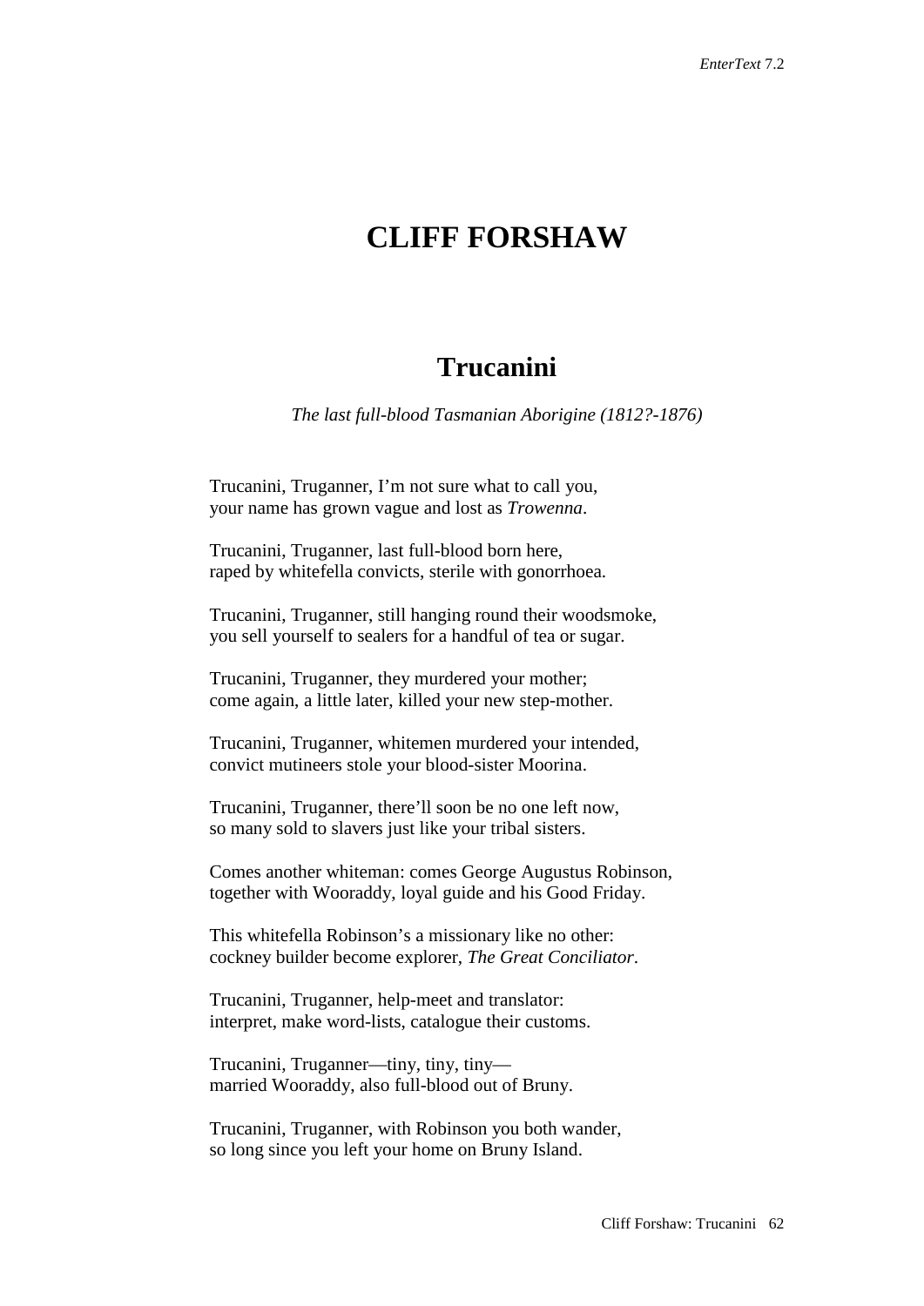# CLIFF FORSHAW

## Trucanini

*The last full-blood Tasmanian Aborigine (1812?-1876)*

Trucanini, Truganner, I'm not sure what to call you,  
your name has grown vague and lost as *Trowenna*.

Trucanini, Truganner, last full-blood born here,  
raped by whitefella convicts, sterile with gonorrhoea.

Trucanini, Truganner, still hanging round their woodsmoke,  
you sell yourself to sealers for a handful of tea or sugar.

Trucanini, Truganner, they murdered your mother;  
come again, a little later, killed your new step-mother.

Trucanini, Truganner, whitemen murdered your intended,  
convict mutineers stole your blood-sister Moorina.

Trucanini, Truganner, there'll soon be no one left now,  
so many sold to slavers just like your tribal sisters.

Comes another whiteman: comes George Augustus Robinson,  
together with Wooraddy, loyal guide and his Good Friday.

This whitefella Robinson's a missionary like no other:  
cockney builder become explorer, *The Great Conciliator*.

Trucanini, Truganner, help-meet and translator:  
interpret, make word-lists, catalogue their customs.

Trucanini, Truganner—tiny, tiny, tiny—  
married Wooraddy, also full-blood out of Bruny.

Trucanini, Truganner, with Robinson you both wander,  
so long since you left your home on Bruny Island.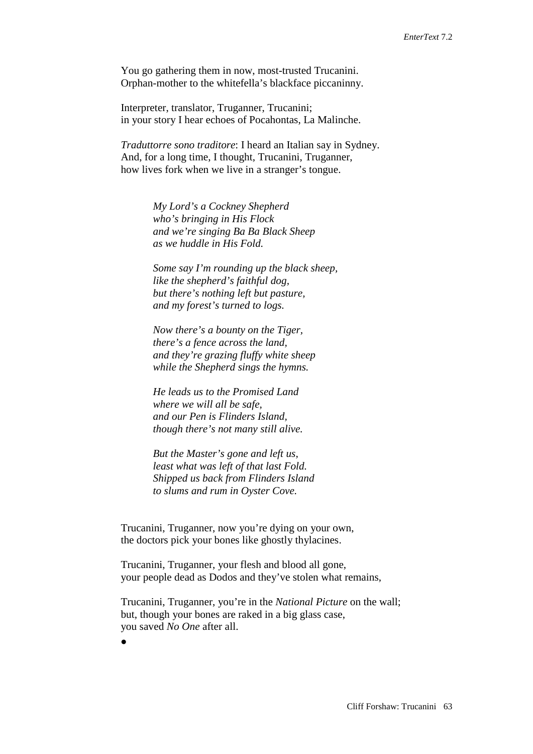You go gathering them in now, most-trusted Trucanini.
Orphan-mother to the whitefella's blackface piccaninny.

Interpreter, translator, Truganner, Trucanini;
in your story I hear echoes of Pocahontas, La Malinche.

*Traduttorre sono traditore*: I heard an Italian say in Sydney.
And, for a long time, I thought, Trucanini, Truganner,
how lives fork when we live in a stranger's tongue.

> *My Lord's a Cockney Shepherd*
> *who's bringing in His Flock*
> *and we're singing Ba Ba Black Sheep*
> *as we huddle in His Fold.*
>
> *Some say I'm rounding up the black sheep,*
> *like the shepherd's faithful dog,*
> *but there's nothing left but pasture,*
> *and my forest's turned to logs.*
>
> *Now there's a bounty on the Tiger,*
> *there's a fence across the land,*
> *and they're grazing fluffy white sheep*
> *while the Shepherd sings the hymns.*
>
> *He leads us to the Promised Land*
> *where we will all be safe,*
> *and our Pen is Flinders Island,*
> *though there's not many still alive.*
>
> *But the Master's gone and left us,*
> *least what was left of that last Fold.*
> *Shipped us back from Flinders Island*
> *to slums and rum in Oyster Cove.*

Trucanini, Truganner, now you're dying on your own,
the doctors pick your bones like ghostly thylacines.

Trucanini, Truganner, your flesh and blood all gone,
your people dead as Dodos and they've stolen what remains,

Trucanini, Truganner, you're in the *National Picture* on the wall;
but, though your bones are raked in a big glass case,
you saved *No One* after all.

●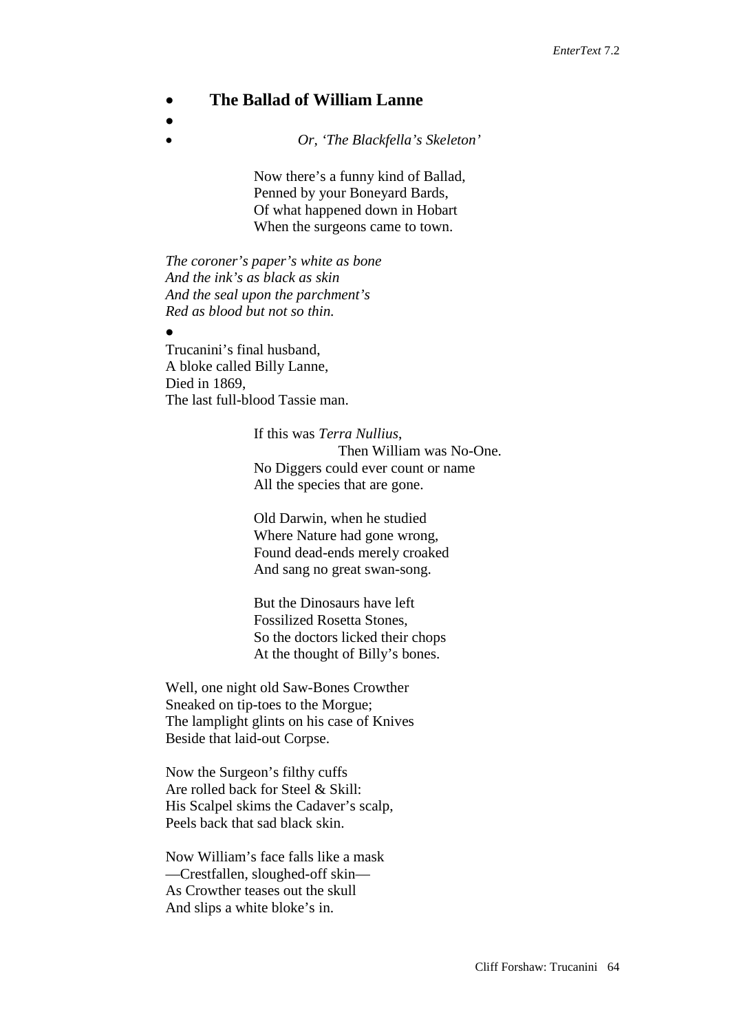## The Ballad of William Lanne

*Or, 'The Blackfella's Skeleton'*

Now there's a funny kind of Ballad,  
Penned by your Boneyard Bards,  
Of what happened down in Hobart  
When the surgeons came to town.

*The coroner's paper's white as bone*  
*And the ink's as black as skin*  
*And the seal upon the parchment's*  
*Red as blood but not so thin.*

Trucanini's final husband,  
A bloke called Billy Lanne,  
Died in 1869,  
The last full-blood Tassie man.

If this was *Terra Nullius*,  
Then William was No-One.  
No Diggers could ever count or name  
All the species that are gone.

Old Darwin, when he studied  
Where Nature had gone wrong,  
Found dead-ends merely croaked  
And sang no great swan-song.

But the Dinosaurs have left  
Fossilized Rosetta Stones,  
So the doctors licked their chops  
At the thought of Billy's bones.

Well, one night old Saw-Bones Crowther  
Sneaked on tip-toes to the Morgue;  
The lamplight glints on his case of Knives  
Beside that laid-out Corpse.

Now the Surgeon's filthy cuffs  
Are rolled back for Steel & Skill:  
His Scalpel skims the Cadaver's scalp,  
Peels back that sad black skin.

Now William's face falls like a mask  
—Crestfallen, sloughed-off skin—  
As Crowther teases out the skull  
And slips a white bloke's in.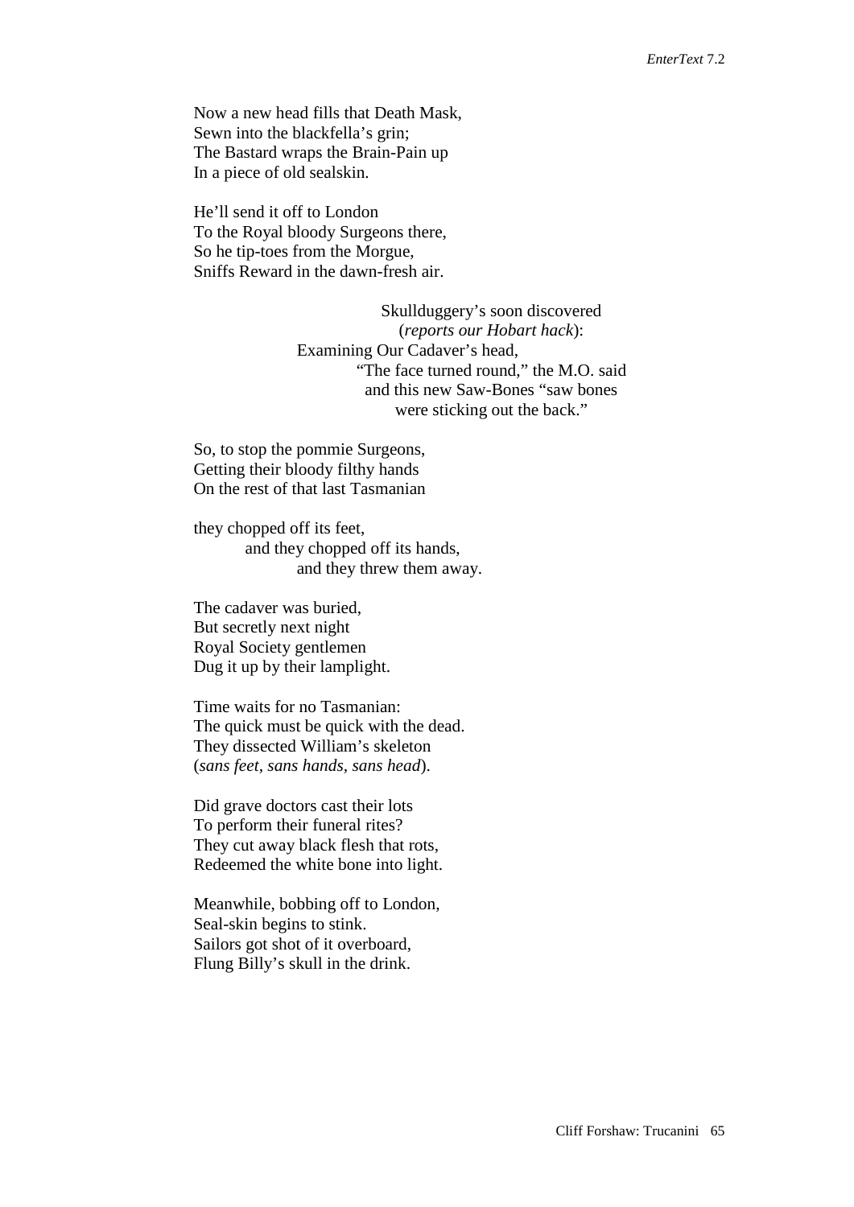Now a new head fills that Death Mask,
Sewn into the blackfella's grin;
The Bastard wraps the Brain-Pain up
In a piece of old sealskin.

He'll send it off to London
To the Royal bloody Surgeons there,
So he tip-toes from the Morgue,
Sniffs Reward in the dawn-fresh air.

Skullduggery's soon discovered
(*reports our Hobart hack*):
Examining Our Cadaver's head,
"The face turned round," the M.O. said
and this new Saw-Bones "saw bones
were sticking out the back."

So, to stop the pommie Surgeons,
Getting their bloody filthy hands
On the rest of that last Tasmanian

they chopped off its feet,
and they chopped off its hands,
and they threw them away.

The cadaver was buried,
But secretly next night
Royal Society gentlemen
Dug it up by their lamplight.

Time waits for no Tasmanian:
The quick must be quick with the dead.
They dissected William's skeleton
(*sans feet, sans hands, sans head*).

Did grave doctors cast their lots
To perform their funeral rites?
They cut away black flesh that rots,
Redeemed the white bone into light.

Meanwhile, bobbing off to London,
Seal-skin begins to stink.
Sailors got shot of it overboard,
Flung Billy's skull in the drink.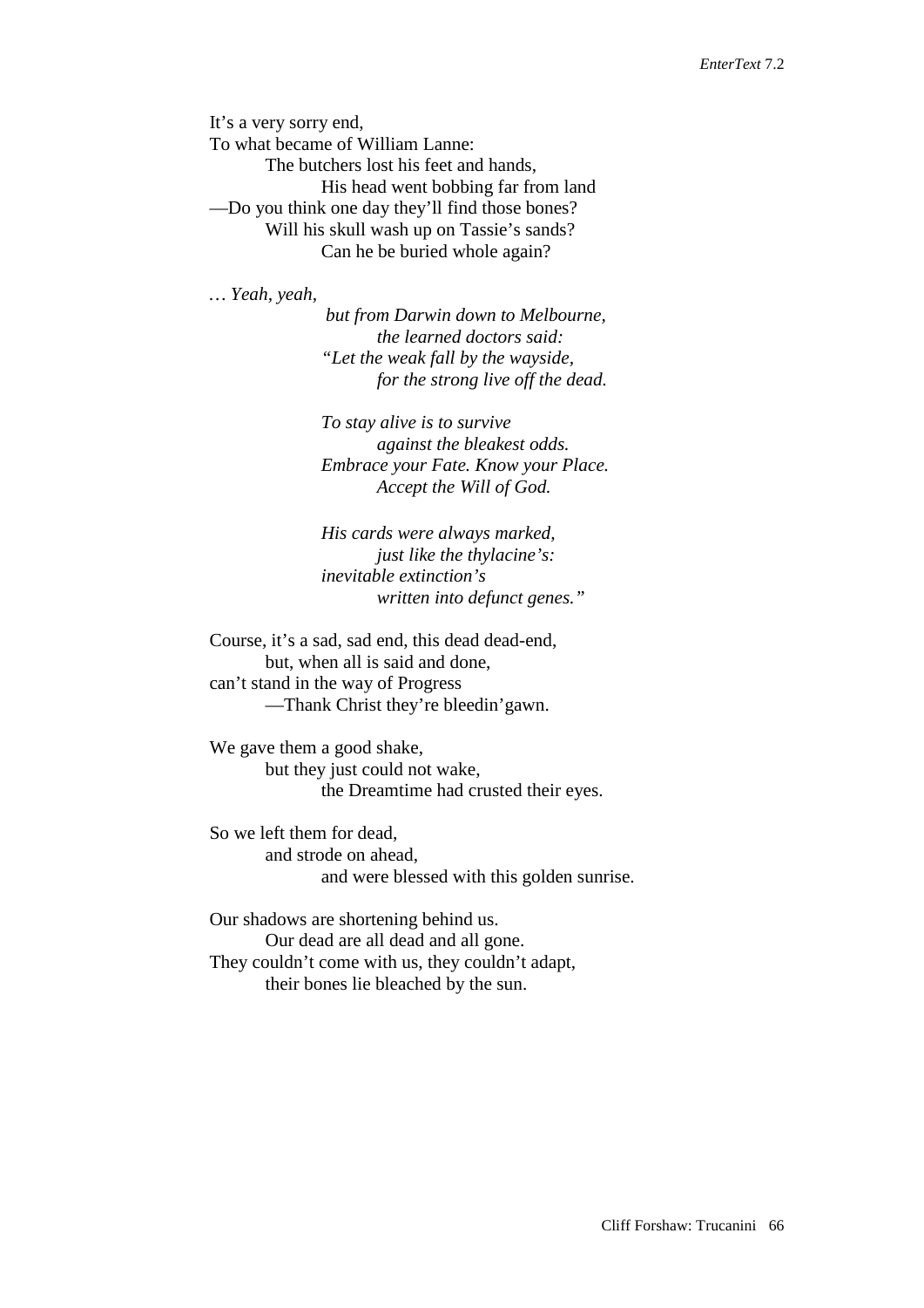It's a very sorry end,
To what became of William Lanne:
&nbsp;&nbsp;&nbsp;&nbsp;&nbsp;&nbsp;&nbsp;&nbsp;The butchers lost his feet and hands,
&nbsp;&nbsp;&nbsp;&nbsp;&nbsp;&nbsp;&nbsp;&nbsp;&nbsp;&nbsp;&nbsp;&nbsp;&nbsp;&nbsp;&nbsp;&nbsp;His head went bobbing far from land
—Do you think one day they'll find those bones?
&nbsp;&nbsp;&nbsp;&nbsp;&nbsp;&nbsp;&nbsp;&nbsp;Will his skull wash up on Tassie's sands?
&nbsp;&nbsp;&nbsp;&nbsp;&nbsp;&nbsp;&nbsp;&nbsp;&nbsp;&nbsp;&nbsp;&nbsp;&nbsp;&nbsp;&nbsp;&nbsp;Can he be buried whole again?

… *Yeah, yeah,*
&nbsp;&nbsp;&nbsp;&nbsp;&nbsp;&nbsp;&nbsp;&nbsp;&nbsp;&nbsp;&nbsp;&nbsp;&nbsp;&nbsp;&nbsp;&nbsp;*but from Darwin down to Melbourne,*
&nbsp;&nbsp;&nbsp;&nbsp;&nbsp;&nbsp;&nbsp;&nbsp;&nbsp;&nbsp;&nbsp;&nbsp;&nbsp;&nbsp;&nbsp;&nbsp;&nbsp;&nbsp;&nbsp;&nbsp;&nbsp;&nbsp;&nbsp;&nbsp;*the learned doctors said:*
&nbsp;&nbsp;&nbsp;&nbsp;&nbsp;&nbsp;&nbsp;&nbsp;&nbsp;&nbsp;&nbsp;&nbsp;&nbsp;&nbsp;&nbsp;&nbsp;*"Let the weak fall by the wayside,*
&nbsp;&nbsp;&nbsp;&nbsp;&nbsp;&nbsp;&nbsp;&nbsp;&nbsp;&nbsp;&nbsp;&nbsp;&nbsp;&nbsp;&nbsp;&nbsp;&nbsp;&nbsp;&nbsp;&nbsp;&nbsp;&nbsp;&nbsp;&nbsp;*for the strong live off the dead.*

&nbsp;&nbsp;&nbsp;&nbsp;&nbsp;&nbsp;&nbsp;&nbsp;&nbsp;&nbsp;&nbsp;&nbsp;&nbsp;&nbsp;&nbsp;&nbsp;*To stay alive is to survive*
&nbsp;&nbsp;&nbsp;&nbsp;&nbsp;&nbsp;&nbsp;&nbsp;&nbsp;&nbsp;&nbsp;&nbsp;&nbsp;&nbsp;&nbsp;&nbsp;&nbsp;&nbsp;&nbsp;&nbsp;&nbsp;&nbsp;&nbsp;&nbsp;*against the bleakest odds.*
&nbsp;&nbsp;&nbsp;&nbsp;&nbsp;&nbsp;&nbsp;&nbsp;&nbsp;&nbsp;&nbsp;&nbsp;&nbsp;&nbsp;&nbsp;&nbsp;*Embrace your Fate. Know your Place.*
&nbsp;&nbsp;&nbsp;&nbsp;&nbsp;&nbsp;&nbsp;&nbsp;&nbsp;&nbsp;&nbsp;&nbsp;&nbsp;&nbsp;&nbsp;&nbsp;&nbsp;&nbsp;&nbsp;&nbsp;&nbsp;&nbsp;&nbsp;&nbsp;*Accept the Will of God.*

&nbsp;&nbsp;&nbsp;&nbsp;&nbsp;&nbsp;&nbsp;&nbsp;&nbsp;&nbsp;&nbsp;&nbsp;&nbsp;&nbsp;&nbsp;&nbsp;*His cards were always marked,*
&nbsp;&nbsp;&nbsp;&nbsp;&nbsp;&nbsp;&nbsp;&nbsp;&nbsp;&nbsp;&nbsp;&nbsp;&nbsp;&nbsp;&nbsp;&nbsp;&nbsp;&nbsp;&nbsp;&nbsp;&nbsp;&nbsp;&nbsp;&nbsp;*just like the thylacine's:*
&nbsp;&nbsp;&nbsp;&nbsp;&nbsp;&nbsp;&nbsp;&nbsp;&nbsp;&nbsp;&nbsp;&nbsp;&nbsp;&nbsp;&nbsp;&nbsp;*inevitable extinction's*
&nbsp;&nbsp;&nbsp;&nbsp;&nbsp;&nbsp;&nbsp;&nbsp;&nbsp;&nbsp;&nbsp;&nbsp;&nbsp;&nbsp;&nbsp;&nbsp;&nbsp;&nbsp;&nbsp;&nbsp;&nbsp;&nbsp;&nbsp;&nbsp;*written into defunct genes."*

Course, it's a sad, sad end, this dead dead-end,
&nbsp;&nbsp;&nbsp;&nbsp;&nbsp;&nbsp;&nbsp;&nbsp;but, when all is said and done,
can't stand in the way of Progress
&nbsp;&nbsp;&nbsp;&nbsp;&nbsp;&nbsp;&nbsp;&nbsp;—Thank Christ they're bleedin'gawn.

We gave them a good shake,
&nbsp;&nbsp;&nbsp;&nbsp;&nbsp;&nbsp;&nbsp;&nbsp;but they just could not wake,
&nbsp;&nbsp;&nbsp;&nbsp;&nbsp;&nbsp;&nbsp;&nbsp;&nbsp;&nbsp;&nbsp;&nbsp;&nbsp;&nbsp;&nbsp;&nbsp;the Dreamtime had crusted their eyes.

So we left them for dead,
&nbsp;&nbsp;&nbsp;&nbsp;&nbsp;&nbsp;&nbsp;&nbsp;and strode on ahead,
&nbsp;&nbsp;&nbsp;&nbsp;&nbsp;&nbsp;&nbsp;&nbsp;&nbsp;&nbsp;&nbsp;&nbsp;&nbsp;&nbsp;&nbsp;&nbsp;and were blessed with this golden sunrise.

Our shadows are shortening behind us.
&nbsp;&nbsp;&nbsp;&nbsp;&nbsp;&nbsp;&nbsp;&nbsp;Our dead are all dead and all gone.
They couldn't come with us, they couldn't adapt,
&nbsp;&nbsp;&nbsp;&nbsp;&nbsp;&nbsp;&nbsp;&nbsp;their bones lie bleached by the sun.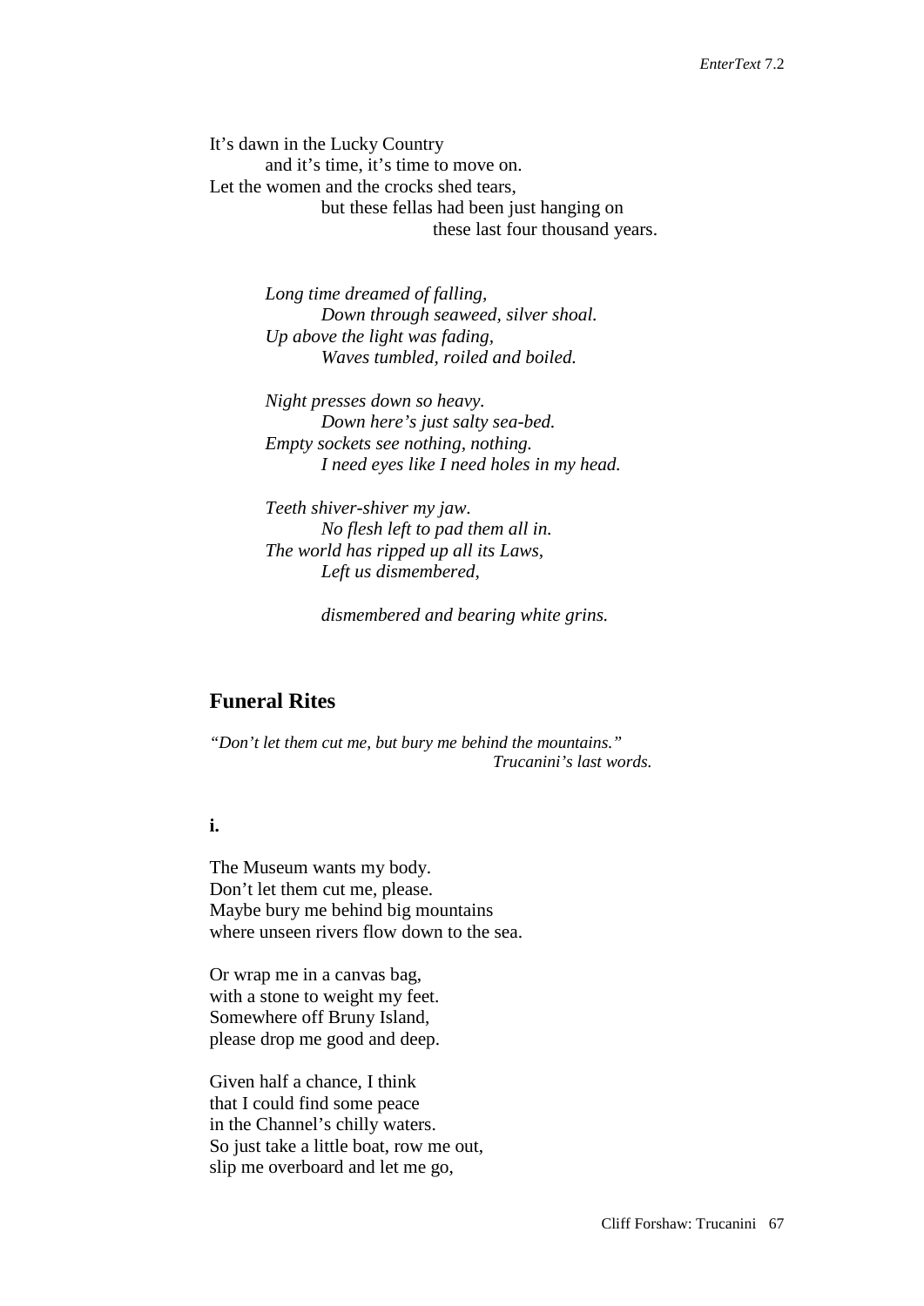It's dawn in the Lucky Country
        and it's time, it's time to move on.
Let the women and the crocks shed tears,
                but these fellas had been just hanging on
                        these last four thousand years.

*Long time dreamed of falling,*
        *Down through seaweed, silver shoal.*
*Up above the light was fading,*
        *Waves tumbled, roiled and boiled.*

*Night presses down so heavy.*
        *Down here's just salty sea-bed.*
*Empty sockets see nothing, nothing.*
        *I need eyes like I need holes in my head.*

*Teeth shiver-shiver my jaw.*
        *No flesh left to pad them all in.*
*The world has ripped up all its Laws,*
        *Left us dismembered,*

        *dismembered and bearing white grins.*

## Funeral Rites

*"Don't let them cut me, but bury me behind the mountains."*
*Trucanini's last words.*

**i.**

The Museum wants my body.
Don't let them cut me, please.
Maybe bury me behind big mountains
where unseen rivers flow down to the sea.

Or wrap me in a canvas bag,
with a stone to weight my feet.
Somewhere off Bruny Island,
please drop me good and deep.

Given half a chance, I think
that I could find some peace
in the Channel's chilly waters.
So just take a little boat, row me out,
slip me overboard and let me go,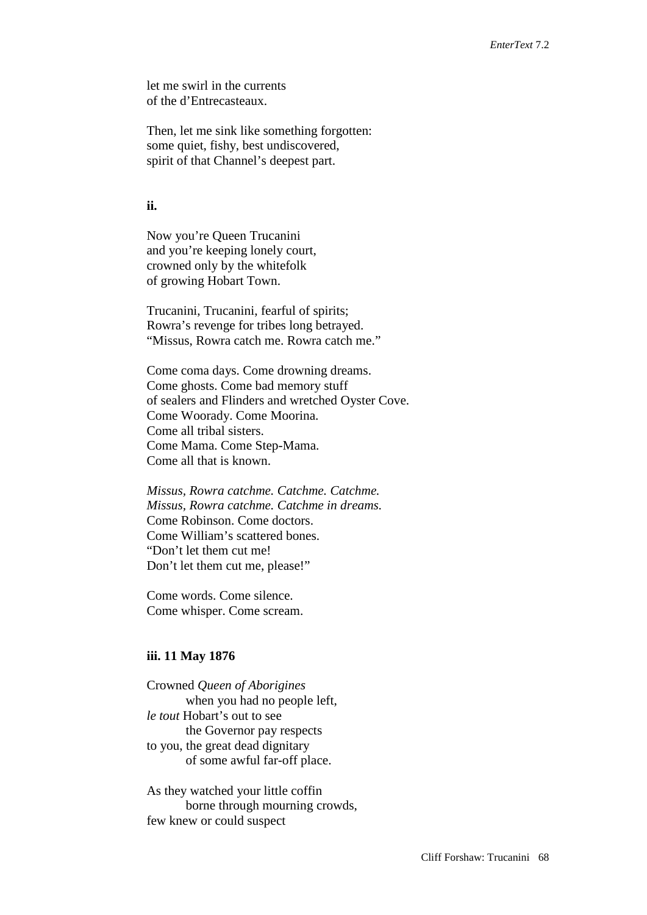let me swirl in the currents
of the d’Entrecasteaux.

Then, let me sink like something forgotten:
some quiet, fishy, best undiscovered,
spirit of that Channel’s deepest part.

**ii.**

Now you’re Queen Trucanini
and you’re keeping lonely court,
crowned only by the whitefolk
of growing Hobart Town.

Trucanini, Trucanini, fearful of spirits;
Rowra’s revenge for tribes long betrayed.
“Missus, Rowra catch me. Rowra catch me.”

Come coma days. Come drowning dreams.
Come ghosts. Come bad memory stuff
of sealers and Flinders and wretched Oyster Cove.
Come Woorady. Come Moorina.
Come all tribal sisters.
Come Mama. Come Step-Mama.
Come all that is known.

*Missus, Rowra catchme. Catchme. Catchme.*
*Missus, Rowra catchme. Catchme in dreams.*
Come Robinson. Come doctors.
Come William’s scattered bones.
“Don’t let them cut me!
Don’t let them cut me, please!”

Come words. Come silence.
Come whisper. Come scream.

**iii. 11 May 1876**

Crowned *Queen of Aborigines*
    when you had no people left,
*le tout* Hobart’s out to see
    the Governor pay respects
to you, the great dead dignitary
    of some awful far-off place.

As they watched your little coffin
    borne through mourning crowds,
few knew or could suspect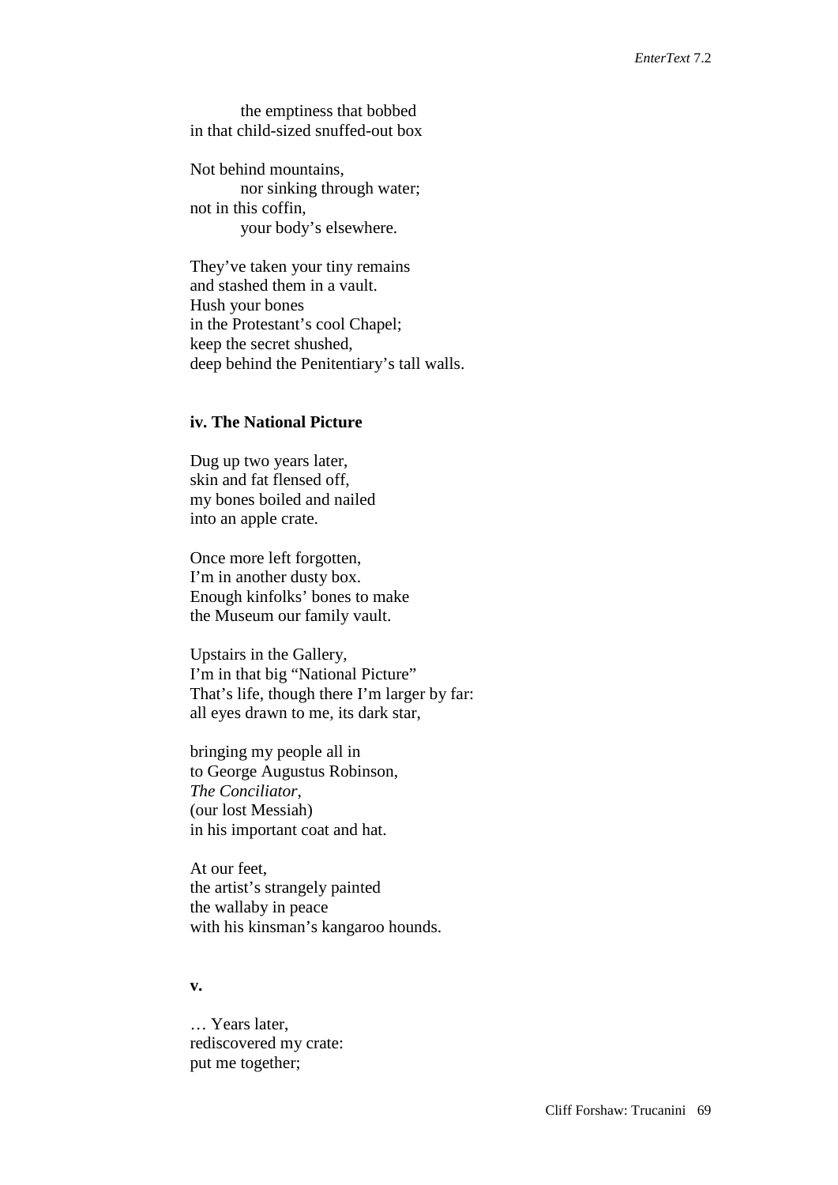the emptiness that bobbed
in that child-sized snuffed-out box

Not behind mountains,
nor sinking through water;
not in this coffin,
your body's elsewhere.

They've taken your tiny remains
and stashed them in a vault.
Hush your bones
in the Protestant's cool Chapel;
keep the secret shushed,
deep behind the Penitentiary's tall walls.

### iv. The National Picture

Dug up two years later,
skin and fat flensed off,
my bones boiled and nailed
into an apple crate.

Once more left forgotten,
I'm in another dusty box.
Enough kinfolks' bones to make
the Museum our family vault.

Upstairs in the Gallery,
I'm in that big "National Picture"
That's life, though there I'm larger by far:
all eyes drawn to me, its dark star,

bringing my people all in
to George Augustus Robinson,
*The Conciliator*,
(our lost Messiah)
in his important coat and hat.

At our feet,
the artist's strangely painted
the wallaby in peace
with his kinsman's kangaroo hounds.

### v.

… Years later,
rediscovered my crate:
put me together;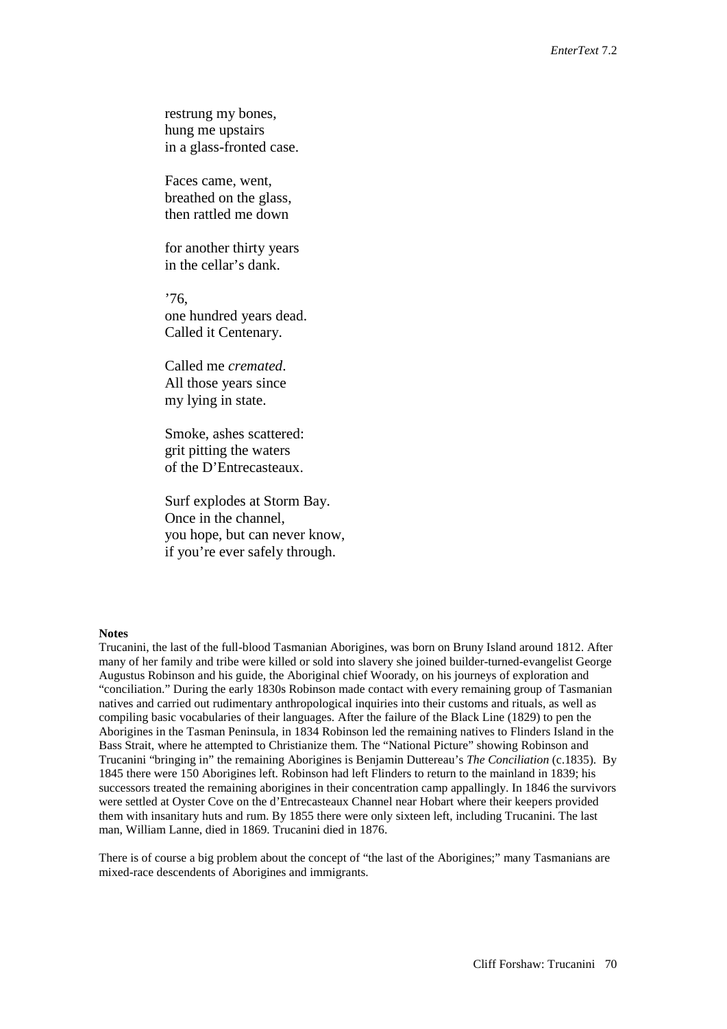restrung my bones,  
hung me upstairs  
in a glass-fronted case.

Faces came, went,  
breathed on the glass,  
then rattled me down

for another thirty years  
in the cellar's dank.

'76,  
one hundred years dead.  
Called it Centenary.

Called me *cremated*.  
All those years since  
my lying in state.

Smoke, ashes scattered:  
grit pitting the waters  
of the D'Entrecasteaux.

Surf explodes at Storm Bay.  
Once in the channel,  
you hope, but can never know,  
if you're ever safely through.

**Notes**

Trucanini, the last of the full-blood Tasmanian Aborigines, was born on Bruny Island around 1812. After many of her family and tribe were killed or sold into slavery she joined builder-turned-evangelist George Augustus Robinson and his guide, the Aboriginal chief Woorady, on his journeys of exploration and "conciliation." During the early 1830s Robinson made contact with every remaining group of Tasmanian natives and carried out rudimentary anthropological inquiries into their customs and rituals, as well as compiling basic vocabularies of their languages. After the failure of the Black Line (1829) to pen the Aborigines in the Tasman Peninsula, in 1834 Robinson led the remaining natives to Flinders Island in the Bass Strait, where he attempted to Christianize them. The "National Picture" showing Robinson and Trucanini "bringing in" the remaining Aborigines is Benjamin Duttereau's *The Conciliation* (c.1835). By 1845 there were 150 Aborigines left. Robinson had left Flinders to return to the mainland in 1839; his successors treated the remaining aborigines in their concentration camp appallingly. In 1846 the survivors were settled at Oyster Cove on the d'Entrecasteaux Channel near Hobart where their keepers provided them with insanitary huts and rum. By 1855 there were only sixteen left, including Trucanini. The last man, William Lanne, died in 1869. Trucanini died in 1876.

There is of course a big problem about the concept of "the last of the Aborigines;" many Tasmanians are mixed-race descendents of Aborigines and immigrants.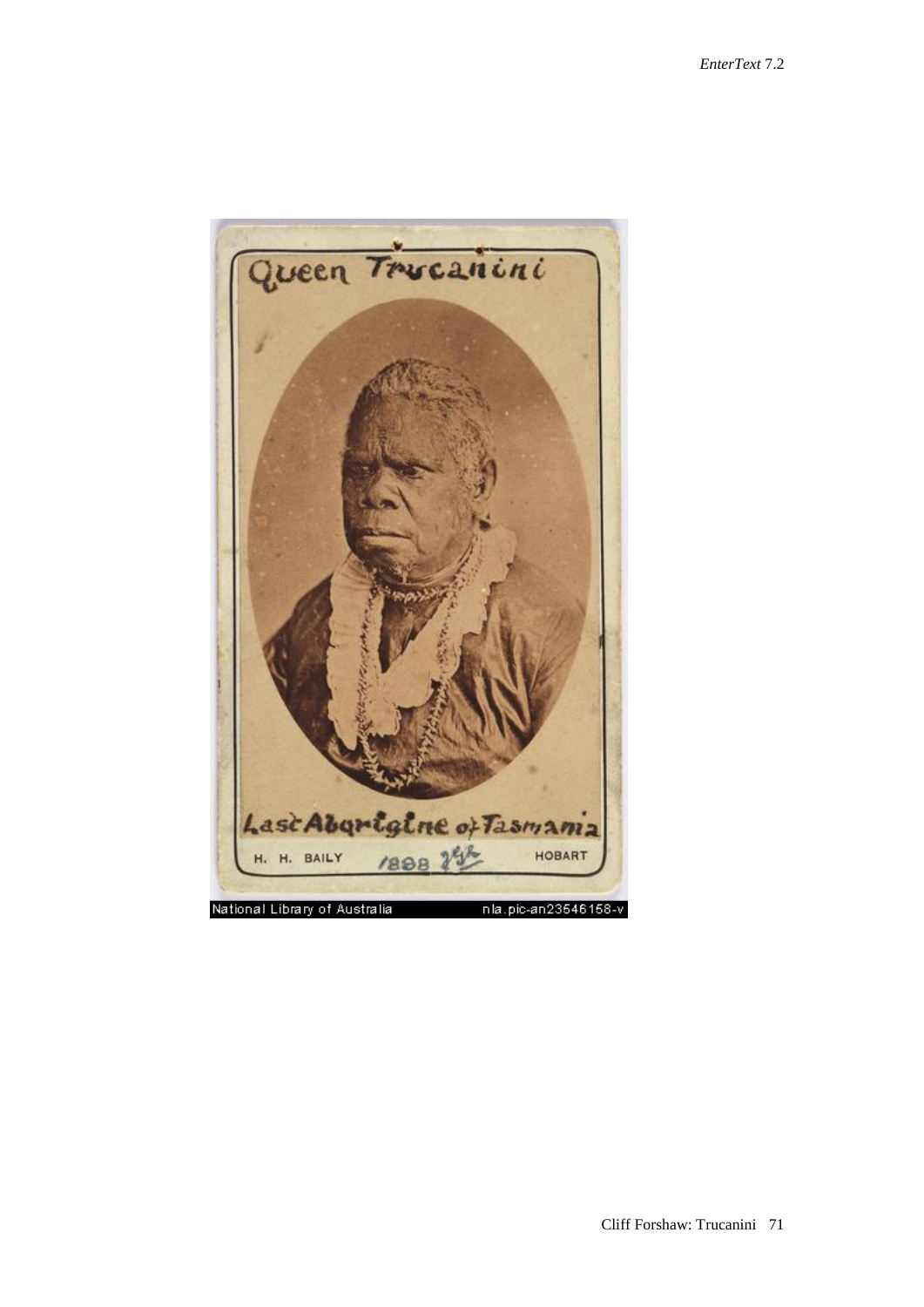Queen Trucanini

Last Aborigine of Tasmania

H. H. BAILY 1888 HOBART

National Library of Australia nla.pic-an23546158-v